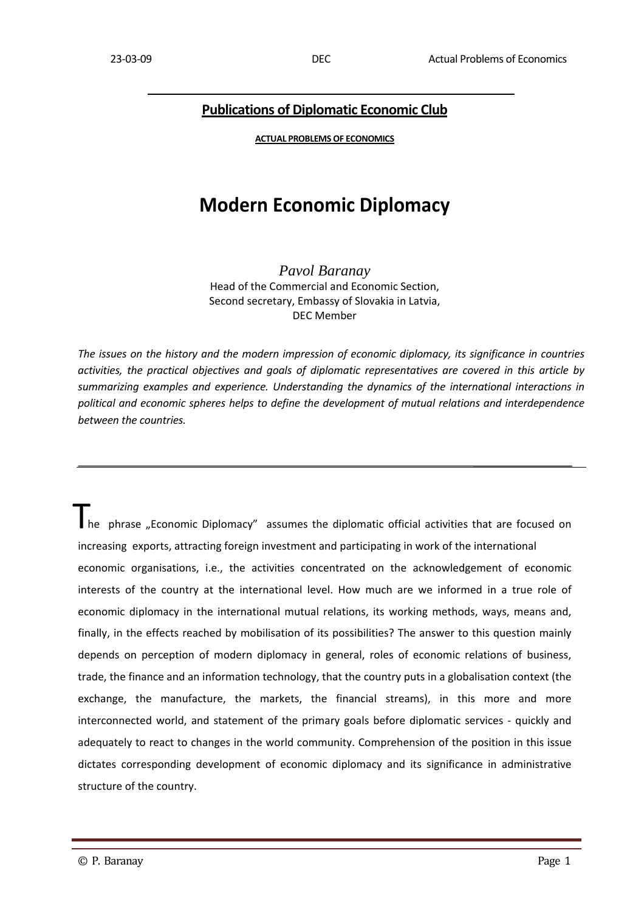**Publications of Diplomatic Economic Club**

**ACTUAL PROBLEMS OF ECONOMICS**

# Modern Economic Diplomacy

*Pavol Baranay*
Head of the Commercial and Economic Section,
Second secretary, Embassy of Slovakia in Latvia,
DEC Member

*The issues on the history and the modern impression of economic diplomacy, its significance in countries activities, the practical objectives and goals of diplomatic representatives are covered in this article by summarizing examples and experience. Understanding the dynamics of the international interactions in political and economic spheres helps to define the development of mutual relations and interdependence between the countries.*

---

The phrase „Economic Diplomacy" assumes the diplomatic official activities that are focused on increasing exports, attracting foreign investment and participating in work of the international economic organisations, i.e., the activities concentrated on the acknowledgement of economic interests of the country at the international level. How much are we informed in a true role of economic diplomacy in the international mutual relations, its working methods, ways, means and, finally, in the effects reached by mobilisation of its possibilities? The answer to this question mainly depends on perception of modern diplomacy in general, roles of economic relations of business, trade, the finance and an information technology, that the country puts in a globalisation context (the exchange, the manufacture, the markets, the financial streams), in this more and more interconnected world, and statement of the primary goals before diplomatic services - quickly and adequately to react to changes in the world community. Comprehension of the position in this issue dictates corresponding development of economic diplomacy and its significance in administrative structure of the country.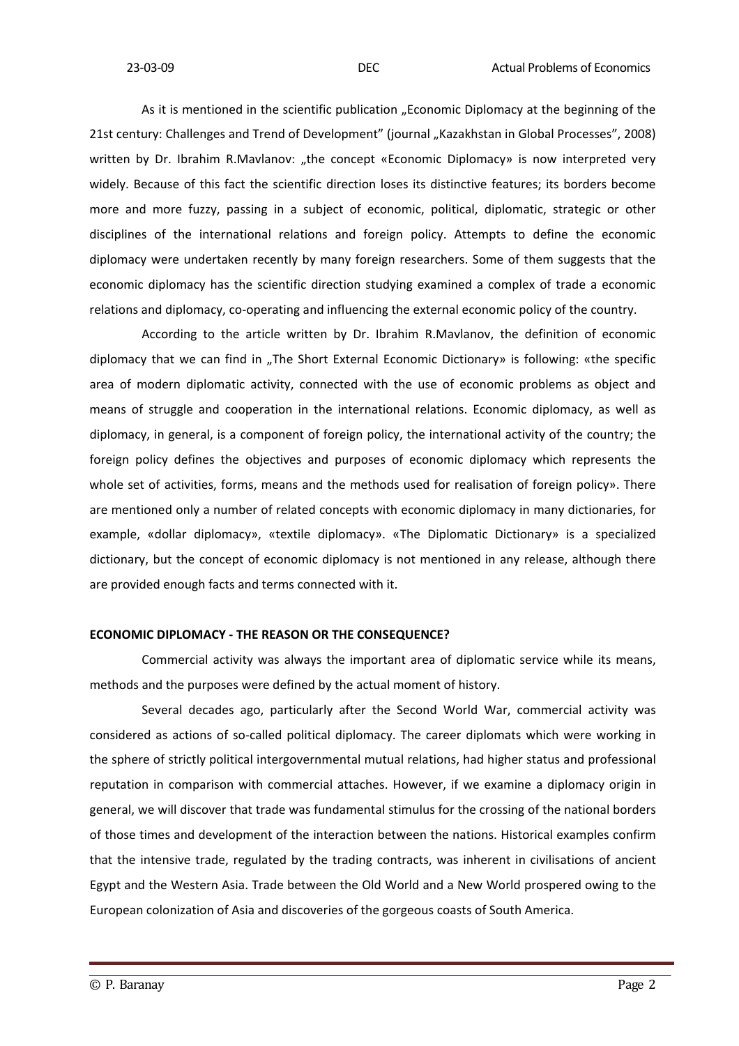As it is mentioned in the scientific publication „Economic Diplomacy at the beginning of the 21st century: Challenges and Trend of Development" (journal „Kazakhstan in Global Processes", 2008) written by Dr. Ibrahim R.Mavlanov: „the concept «Economic Diplomacy» is now interpreted very widely. Because of this fact the scientific direction loses its distinctive features; its borders become more and more fuzzy, passing in a subject of economic, political, diplomatic, strategic or other disciplines of the international relations and foreign policy. Attempts to define the economic diplomacy were undertaken recently by many foreign researchers. Some of them suggests that the economic diplomacy has the scientific direction studying examined a complex of trade a economic relations and diplomacy, co-operating and influencing the external economic policy of the country.

According to the article written by Dr. Ibrahim R.Mavlanov, the definition of economic diplomacy that we can find in „The Short External Economic Dictionary» is following: «the specific area of modern diplomatic activity, connected with the use of economic problems as object and means of struggle and cooperation in the international relations. Economic diplomacy, as well as diplomacy, in general, is a component of foreign policy, the international activity of the country; the foreign policy defines the objectives and purposes of economic diplomacy which represents the whole set of activities, forms, means and the methods used for realisation of foreign policy». There are mentioned only a number of related concepts with economic diplomacy in many dictionaries, for example, «dollar diplomacy», «textile diplomacy». «The Diplomatic Dictionary» is a specialized dictionary, but the concept of economic diplomacy is not mentioned in any release, although there are provided enough facts and terms connected with it.

**ECONOMIC DIPLOMACY - THE REASON OR THE CONSEQUENCE?**

Commercial activity was always the important area of diplomatic service while its means, methods and the purposes were defined by the actual moment of history.

Several decades ago, particularly after the Second World War, commercial activity was considered as actions of so-called political diplomacy. The career diplomats which were working in the sphere of strictly political intergovernmental mutual relations, had higher status and professional reputation in comparison with commercial attaches. However, if we examine a diplomacy origin in general, we will discover that trade was fundamental stimulus for the crossing of the national borders of those times and development of the interaction between the nations. Historical examples confirm that the intensive trade, regulated by the trading contracts, was inherent in civilisations of ancient Egypt and the Western Asia. Trade between the Old World and a New World prospered owing to the European colonization of Asia and discoveries of the gorgeous coasts of South America.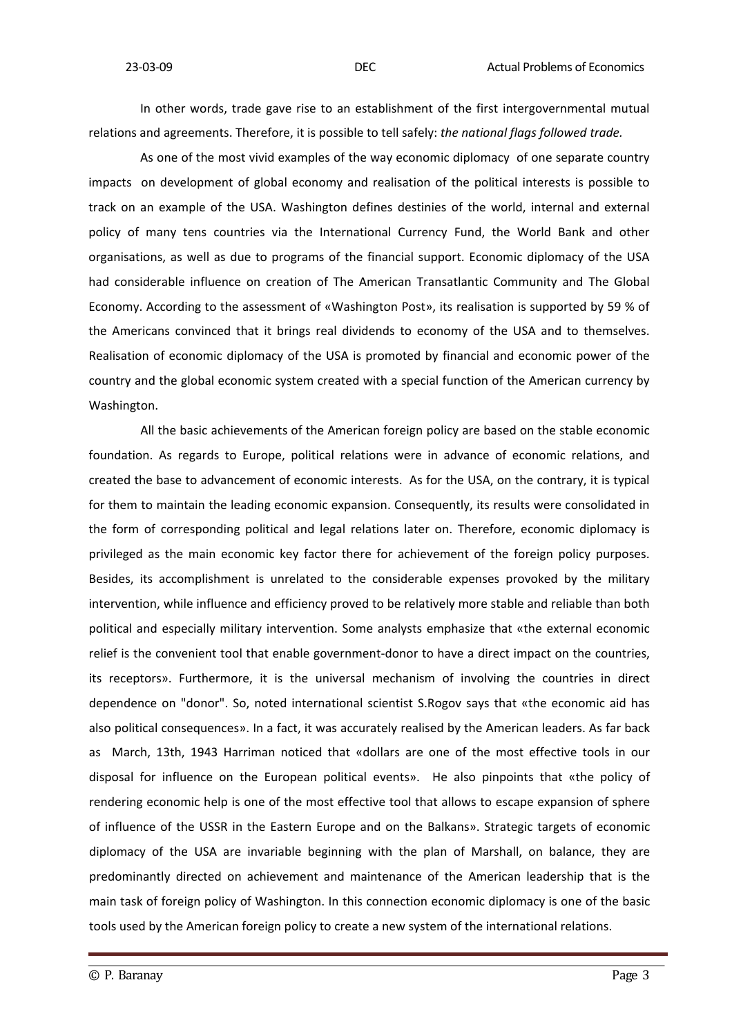In other words, trade gave rise to an establishment of the first intergovernmental mutual relations and agreements. Therefore, it is possible to tell safely: *the national flags followed trade*.

As one of the most vivid examples of the way economic diplomacy of one separate country impacts on development of global economy and realisation of the political interests is possible to track on an example of the USA. Washington defines destinies of the world, internal and external policy of many tens countries via the International Currency Fund, the World Bank and other organisations, as well as due to programs of the financial support. Economic diplomacy of the USA had considerable influence on creation of The American Transatlantic Community and The Global Economy. According to the assessment of «Washington Post», its realisation is supported by 59 % of the Americans convinced that it brings real dividends to economy of the USA and to themselves. Realisation of economic diplomacy of the USA is promoted by financial and economic power of the country and the global economic system created with a special function of the American currency by Washington.

All the basic achievements of the American foreign policy are based on the stable economic foundation. As regards to Europe, political relations were in advance of economic relations, and created the base to advancement of economic interests. As for the USA, on the contrary, it is typical for them to maintain the leading economic expansion. Consequently, its results were consolidated in the form of corresponding political and legal relations later on. Therefore, economic diplomacy is privileged as the main economic key factor there for achievement of the foreign policy purposes. Besides, its accomplishment is unrelated to the considerable expenses provoked by the military intervention, while influence and efficiency proved to be relatively more stable and reliable than both political and especially military intervention. Some analysts emphasize that «the external economic relief is the convenient tool that enable government-donor to have a direct impact on the countries, its receptors». Furthermore, it is the universal mechanism of involving the countries in direct dependence on "donor". So, noted international scientist S.Rogov says that «the economic aid has also political consequences». In a fact, it was accurately realised by the American leaders. As far back as March, 13th, 1943 Harriman noticed that «dollars are one of the most effective tools in our disposal for influence on the European political events». He also pinpoints that «the policy of rendering economic help is one of the most effective tool that allows to escape expansion of sphere of influence of the USSR in the Eastern Europe and on the Balkans». Strategic targets of economic diplomacy of the USA are invariable beginning with the plan of Marshall, on balance, they are predominantly directed on achievement and maintenance of the American leadership that is the main task of foreign policy of Washington. In this connection economic diplomacy is one of the basic tools used by the American foreign policy to create a new system of the international relations.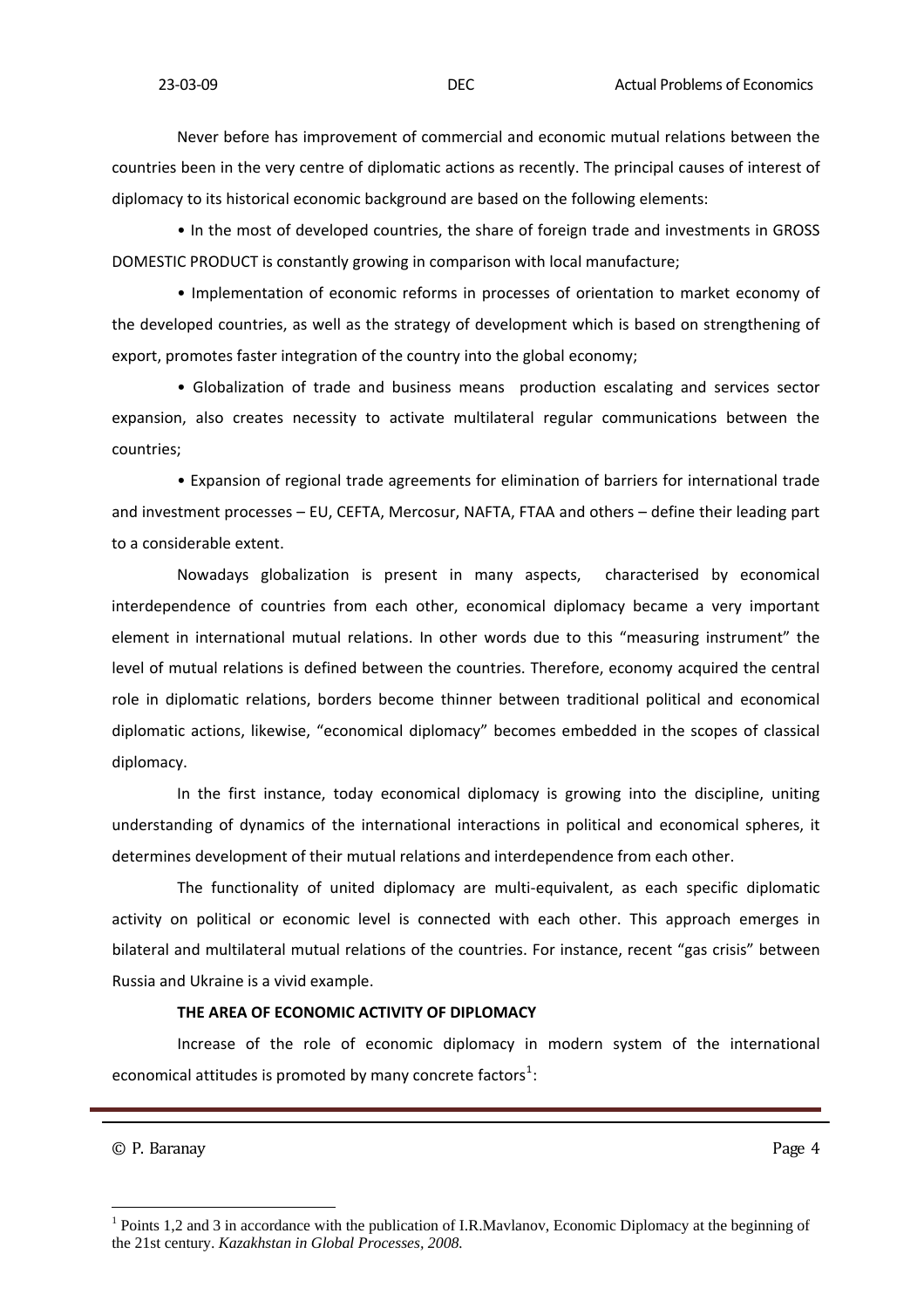Never before has improvement of commercial and economic mutual relations between the countries been in the very centre of diplomatic actions as recently. The principal causes of interest of diplomacy to its historical economic background are based on the following elements:

- In the most of developed countries, the share of foreign trade and investments in GROSS DOMESTIC PRODUCT is constantly growing in comparison with local manufacture;
- Implementation of economic reforms in processes of orientation to market economy of the developed countries, as well as the strategy of development which is based on strengthening of export, promotes faster integration of the country into the global economy;
- Globalization of trade and business means production escalating and services sector expansion, also creates necessity to activate multilateral regular communications between the countries;
- Expansion of regional trade agreements for elimination of barriers for international trade and investment processes – EU, CEFTA, Mercosur, NAFTA, FTAA and others – define their leading part to a considerable extent.

Nowadays globalization is present in many aspects, characterised by economical interdependence of countries from each other, economical diplomacy became a very important element in international mutual relations. In other words due to this "measuring instrument" the level of mutual relations is defined between the countries. Therefore, economy acquired the central role in diplomatic relations, borders become thinner between traditional political and economical diplomatic actions, likewise, "economical diplomacy" becomes embedded in the scopes of classical diplomacy.

In the first instance, today economical diplomacy is growing into the discipline, uniting understanding of dynamics of the international interactions in political and economical spheres, it determines development of their mutual relations and interdependence from each other.

The functionality of united diplomacy are multi-equivalent, as each specific diplomatic activity on political or economic level is connected with each other. This approach emerges in bilateral and multilateral mutual relations of the countries. For instance, recent "gas crisis" between Russia and Ukraine is a vivid example.

**THE AREA OF ECONOMIC ACTIVITY OF DIPLOMACY**

Increase of the role of economic diplomacy in modern system of the international economical attitudes is promoted by many concrete factors[1]:

[1] Points 1,2 and 3 in accordance with the publication of I.R.Mavlanov, Economic Diplomacy at the beginning of the 21st century. *Kazakhstan in Global Processes, 2008.*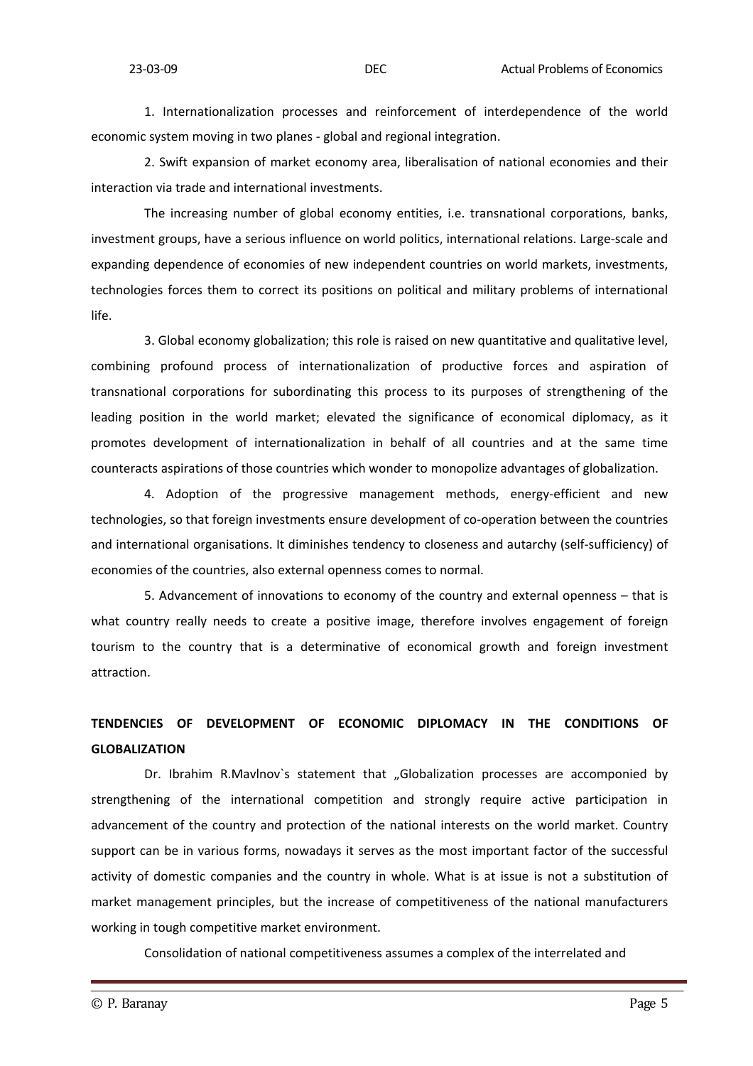1. Internationalization processes and reinforcement of interdependence of the world economic system moving in two planes - global and regional integration.

2. Swift expansion of market economy area, liberalisation of national economies and their interaction via trade and international investments.

The increasing number of global economy entities, i.e. transnational corporations, banks, investment groups, have a serious influence on world politics, international relations. Large-scale and expanding dependence of economies of new independent countries on world markets, investments, technologies forces them to correct its positions on political and military problems of international life.

3. Global economy globalization; this role is raised on new quantitative and qualitative level, combining profound process of internationalization of productive forces and aspiration of transnational corporations for subordinating this process to its purposes of strengthening of the leading position in the world market; elevated the significance of economical diplomacy, as it promotes development of internationalization in behalf of all countries and at the same time counteracts aspirations of those countries which wonder to monopolize advantages of globalization.

4. Adoption of the progressive management methods, energy-efficient and new technologies, so that foreign investments ensure development of co-operation between the countries and international organisations. It diminishes tendency to closeness and autarchy (self-sufficiency) of economies of the countries, also external openness comes to normal.

5. Advancement of innovations to economy of the country and external openness – that is what country really needs to create a positive image, therefore involves engagement of foreign tourism to the country that is a determinative of economical growth and foreign investment attraction.

## TENDENCIES OF DEVELOPMENT OF ECONOMIC DIPLOMACY IN THE CONDITIONS OF GLOBALIZATION

Dr. Ibrahim R.Mavlnov`s statement that „Globalization processes are accomponied by strengthening of the international competition and strongly require active participation in advancement of the country and protection of the national interests on the world market. Country support can be in various forms, nowadays it serves as the most important factor of the successful activity of domestic companies and the country in whole. What is at issue is not a substitution of market management principles, but the increase of competitiveness of the national manufacturers working in tough competitive market environment.

Consolidation of national competitiveness assumes a complex of the interrelated and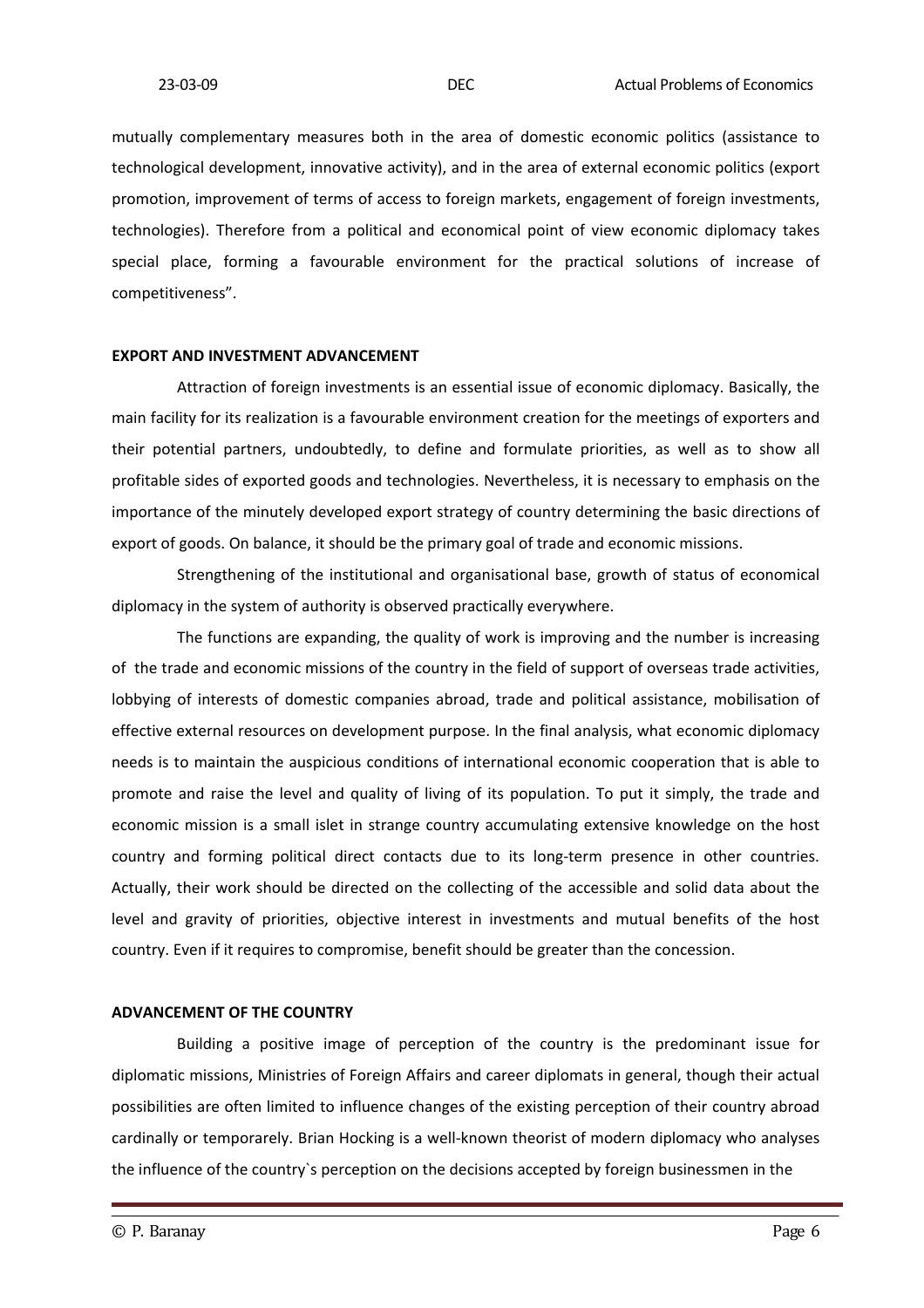mutually complementary measures both in the area of domestic economic politics (assistance to technological development, innovative activity), and in the area of external economic politics (export promotion, improvement of terms of access to foreign markets, engagement of foreign investments, technologies). Therefore from a political and economical point of view economic diplomacy takes special place, forming a favourable environment for the practical solutions of increase of competitiveness".

**EXPORT AND INVESTMENT ADVANCEMENT**

Attraction of foreign investments is an essential issue of economic diplomacy. Basically, the main facility for its realization is a favourable environment creation for the meetings of exporters and their potential partners, undoubtedly, to define and formulate priorities, as well as to show all profitable sides of exported goods and technologies. Nevertheless, it is necessary to emphasis on the importance of the minutely developed export strategy of country determining the basic directions of export of goods. On balance, it should be the primary goal of trade and economic missions.

Strengthening of the institutional and organisational base, growth of status of economical diplomacy in the system of authority is observed practically everywhere.

The functions are expanding, the quality of work is improving and the number is increasing of the trade and economic missions of the country in the field of support of overseas trade activities, lobbying of interests of domestic companies abroad, trade and political assistance, mobilisation of effective external resources on development purpose. In the final analysis, what economic diplomacy needs is to maintain the auspicious conditions of international economic cooperation that is able to promote and raise the level and quality of living of its population. To put it simply, the trade and economic mission is a small islet in strange country accumulating extensive knowledge on the host country and forming political direct contacts due to its long-term presence in other countries. Actually, their work should be directed on the collecting of the accessible and solid data about the level and gravity of priorities, objective interest in investments and mutual benefits of the host country. Even if it requires to compromise, benefit should be greater than the concession.

**ADVANCEMENT OF THE COUNTRY**

Building a positive image of perception of the country is the predominant issue for diplomatic missions, Ministries of Foreign Affairs and career diplomats in general, though their actual possibilities are often limited to influence changes of the existing perception of their country abroad cardinally or temporarely. Brian Hocking is a well-known theorist of modern diplomacy who analyses the influence of the country`s perception on the decisions accepted by foreign businessmen in the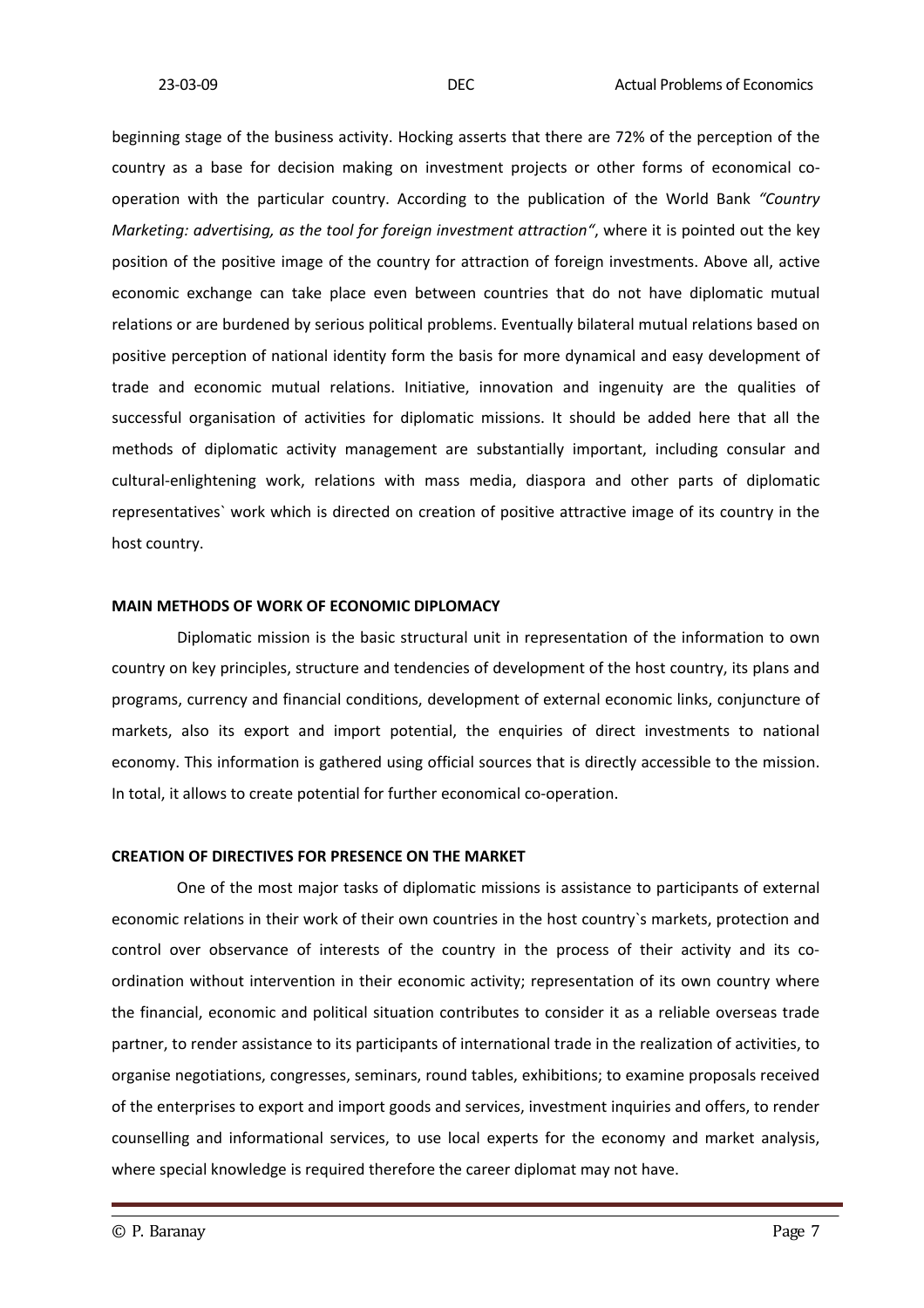beginning stage of the business activity. Hocking asserts that there are 72% of the perception of the country as a base for decision making on investment projects or other forms of economical co-operation with the particular country. According to the publication of the World Bank *"Country Marketing: advertising, as the tool for foreign investment attraction"*, where it is pointed out the key position of the positive image of the country for attraction of foreign investments. Above all, active economic exchange can take place even between countries that do not have diplomatic mutual relations or are burdened by serious political problems. Eventually bilateral mutual relations based on positive perception of national identity form the basis for more dynamical and easy development of trade and economic mutual relations. Initiative, innovation and ingenuity are the qualities of successful organisation of activities for diplomatic missions. It should be added here that all the methods of diplomatic activity management are substantially important, including consular and cultural-enlightening work, relations with mass media, diaspora and other parts of diplomatic representatives` work which is directed on creation of positive attractive image of its country in the host country.

## MAIN METHODS OF WORK OF ECONOMIC DIPLOMACY

Diplomatic mission is the basic structural unit in representation of the information to own country on key principles, structure and tendencies of development of the host country, its plans and programs, currency and financial conditions, development of external economic links, conjuncture of markets, also its export and import potential, the enquiries of direct investments to national economy. This information is gathered using official sources that is directly accessible to the mission. In total, it allows to create potential for further economical co-operation.

## CREATION OF DIRECTIVES FOR PRESENCE ON THE MARKET

One of the most major tasks of diplomatic missions is assistance to participants of external economic relations in their work of their own countries in the host country`s markets, protection and control over observance of interests of the country in the process of their activity and its co-ordination without intervention in their economic activity; representation of its own country where the financial, economic and political situation contributes to consider it as a reliable overseas trade partner, to render assistance to its participants of international trade in the realization of activities, to organise negotiations, congresses, seminars, round tables, exhibitions; to examine proposals received of the enterprises to export and import goods and services, investment inquiries and offers, to render counselling and informational services, to use local experts for the economy and market analysis, where special knowledge is required therefore the career diplomat may not have.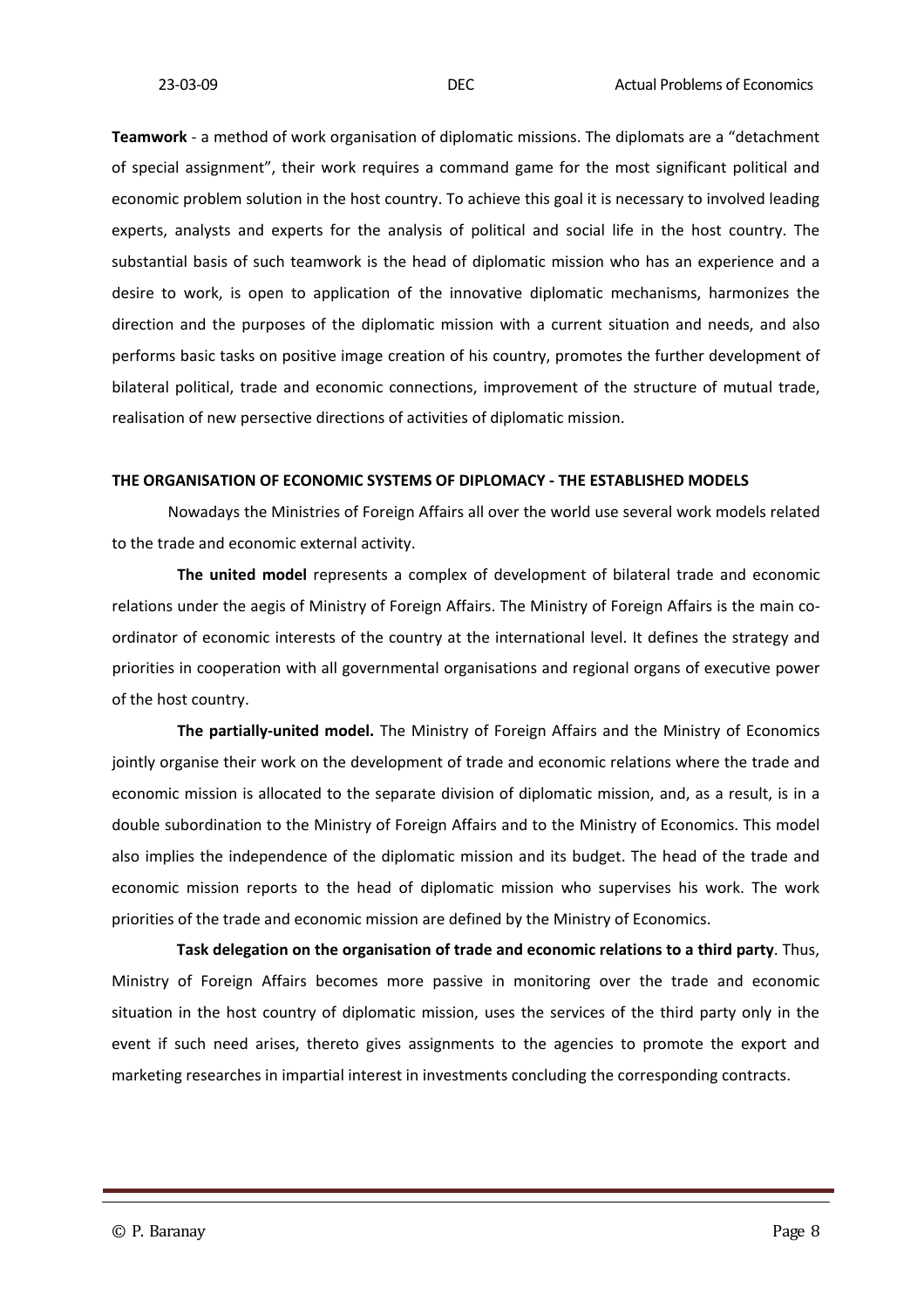**Teamwork** - a method of work organisation of diplomatic missions. The diplomats are a "detachment of special assignment", their work requires a command game for the most significant political and economic problem solution in the host country. To achieve this goal it is necessary to involved leading experts, analysts and experts for the analysis of political and social life in the host country. The substantial basis of such teamwork is the head of diplomatic mission who has an experience and a desire to work, is open to application of the innovative diplomatic mechanisms, harmonizes the direction and the purposes of the diplomatic mission with a current situation and needs, and also performs basic tasks on positive image creation of his country, promotes the further development of bilateral political, trade and economic connections, improvement of the structure of mutual trade, realisation of new persective directions of activities of diplomatic mission.

## THE ORGANISATION OF ECONOMIC SYSTEMS OF DIPLOMACY - THE ESTABLISHED MODELS

Nowadays the Ministries of Foreign Affairs all over the world use several work models related to the trade and economic external activity.

**The united model** represents a complex of development of bilateral trade and economic relations under the aegis of Ministry of Foreign Affairs. The Ministry of Foreign Affairs is the main co-ordinator of economic interests of the country at the international level. It defines the strategy and priorities in cooperation with all governmental organisations and regional organs of executive power of the host country.

**The partially-united model.** The Ministry of Foreign Affairs and the Ministry of Economics jointly organise their work on the development of trade and economic relations where the trade and economic mission is allocated to the separate division of diplomatic mission, and, as a result, is in a double subordination to the Ministry of Foreign Affairs and to the Ministry of Economics. This model also implies the independence of the diplomatic mission and its budget. The head of the trade and economic mission reports to the head of diplomatic mission who supervises his work. The work priorities of the trade and economic mission are defined by the Ministry of Economics.

**Task delegation on the organisation of trade and economic relations to a third party**. Thus, Ministry of Foreign Affairs becomes more passive in monitoring over the trade and economic situation in the host country of diplomatic mission, uses the services of the third party only in the event if such need arises, thereto gives assignments to the agencies to promote the export and marketing researches in impartial interest in investments concluding the corresponding contracts.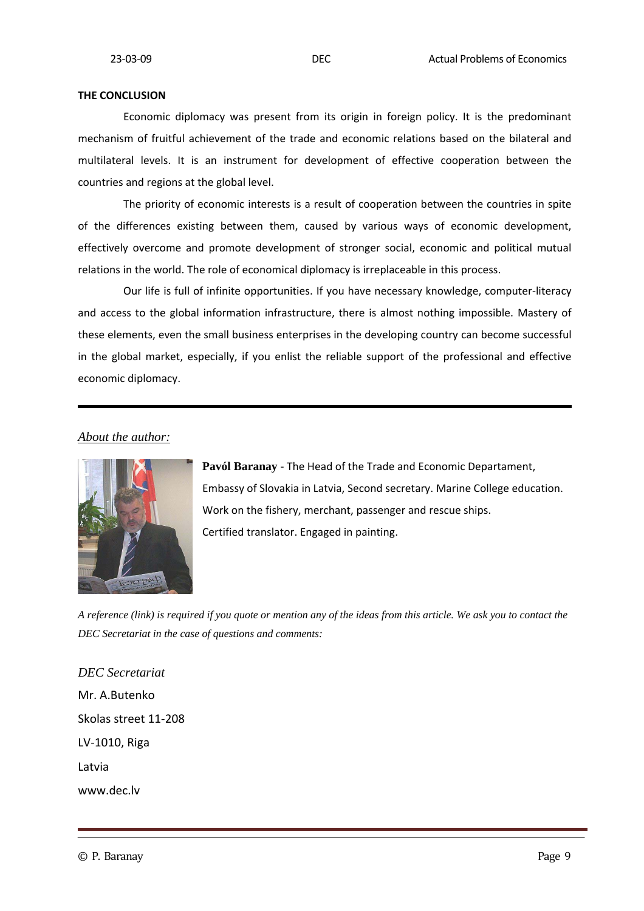## THE CONCLUSION

Economic diplomacy was present from its origin in foreign policy. It is the predominant mechanism of fruitful achievement of the trade and economic relations based on the bilateral and multilateral levels. It is an instrument for development of effective cooperation between the countries and regions at the global level.

The priority of economic interests is a result of cooperation between the countries in spite of the differences existing between them, caused by various ways of economic development, effectively overcome and promote development of stronger social, economic and political mutual relations in the world. The role of economical diplomacy is irreplaceable in this process.

Our life is full of infinite opportunities. If you have necessary knowledge, computer-literacy and access to the global information infrastructure, there is almost nothing impossible. Mastery of these elements, even the small business enterprises in the developing country can become successful in the global market, especially, if you enlist the reliable support of the professional and effective economic diplomacy.

---

*About the author:*

**Pavól Baranay** - The Head of the Trade and Economic Departament, Embassy of Slovakia in Latvia, Second secretary. Marine College education. Work on the fishery, merchant, passenger and rescue ships. Certified translator. Engaged in painting.

*A reference (link) is required if you quote or mention any of the ideas from this article. We ask you to contact the DEC Secretariat in the case of questions and comments:*

*DEC Secretariat*

Mr. A.Butenko

Skolas street 11-208

LV-1010, Riga

Latvia

www.dec.lv

© P. Baranay